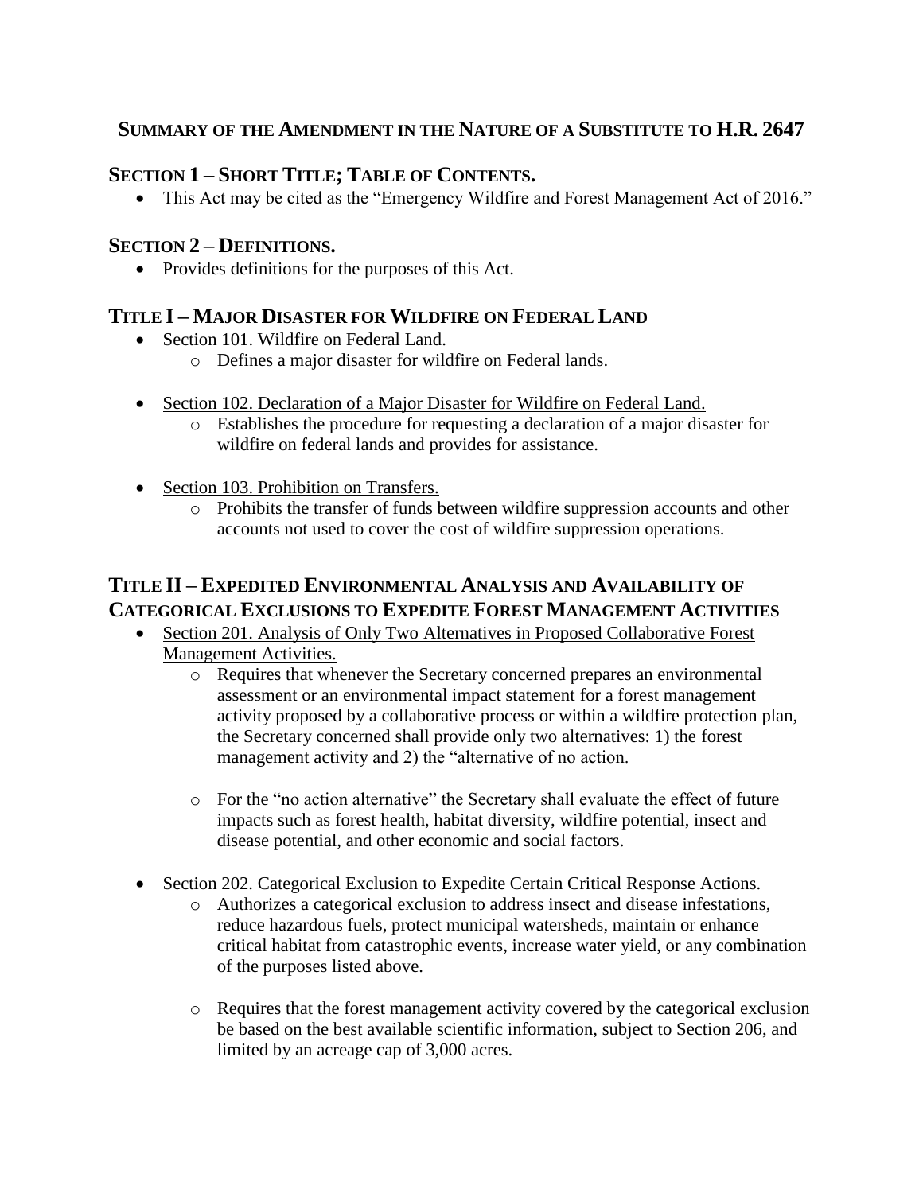# SUMMARY OF THE AMENDMENT IN THE NATURE OF A SUBSTITUTE TO H.R. 2647

## SECTION 1 – SHORT TITLE; TABLE OF CONTENTS.

- This Act may be cited as the "Emergency Wildfire and Forest Management Act of 2016."

## SECTION 2 – DEFINITIONS.

- Provides definitions for the purposes of this Act.

## TITLE I – MAJOR DISASTER FOR WILDFIRE ON FEDERAL LAND

- Section 101. Wildfire on Federal Land.
  - Defines a major disaster for wildfire on Federal lands.

- Section 102. Declaration of a Major Disaster for Wildfire on Federal Land.
  - Establishes the procedure for requesting a declaration of a major disaster for wildfire on federal lands and provides for assistance.

- Section 103. Prohibition on Transfers.
  - Prohibits the transfer of funds between wildfire suppression accounts and other accounts not used to cover the cost of wildfire suppression operations.

## TITLE II – EXPEDITED ENVIRONMENTAL ANALYSIS AND AVAILABILITY OF CATEGORICAL EXCLUSIONS TO EXPEDITE FOREST MANAGEMENT ACTIVITIES

- Section 201. Analysis of Only Two Alternatives in Proposed Collaborative Forest Management Activities.
  - Requires that whenever the Secretary concerned prepares an environmental assessment or an environmental impact statement for a forest management activity proposed by a collaborative process or within a wildfire protection plan, the Secretary concerned shall provide only two alternatives: 1) the forest management activity and 2) the "alternative of no action.

  - For the "no action alternative" the Secretary shall evaluate the effect of future impacts such as forest health, habitat diversity, wildfire potential, insect and disease potential, and other economic and social factors.

- Section 202. Categorical Exclusion to Expedite Certain Critical Response Actions.
  - Authorizes a categorical exclusion to address insect and disease infestations, reduce hazardous fuels, protect municipal watersheds, maintain or enhance critical habitat from catastrophic events, increase water yield, or any combination of the purposes listed above.

  - Requires that the forest management activity covered by the categorical exclusion be based on the best available scientific information, subject to Section 206, and limited by an acreage cap of 3,000 acres.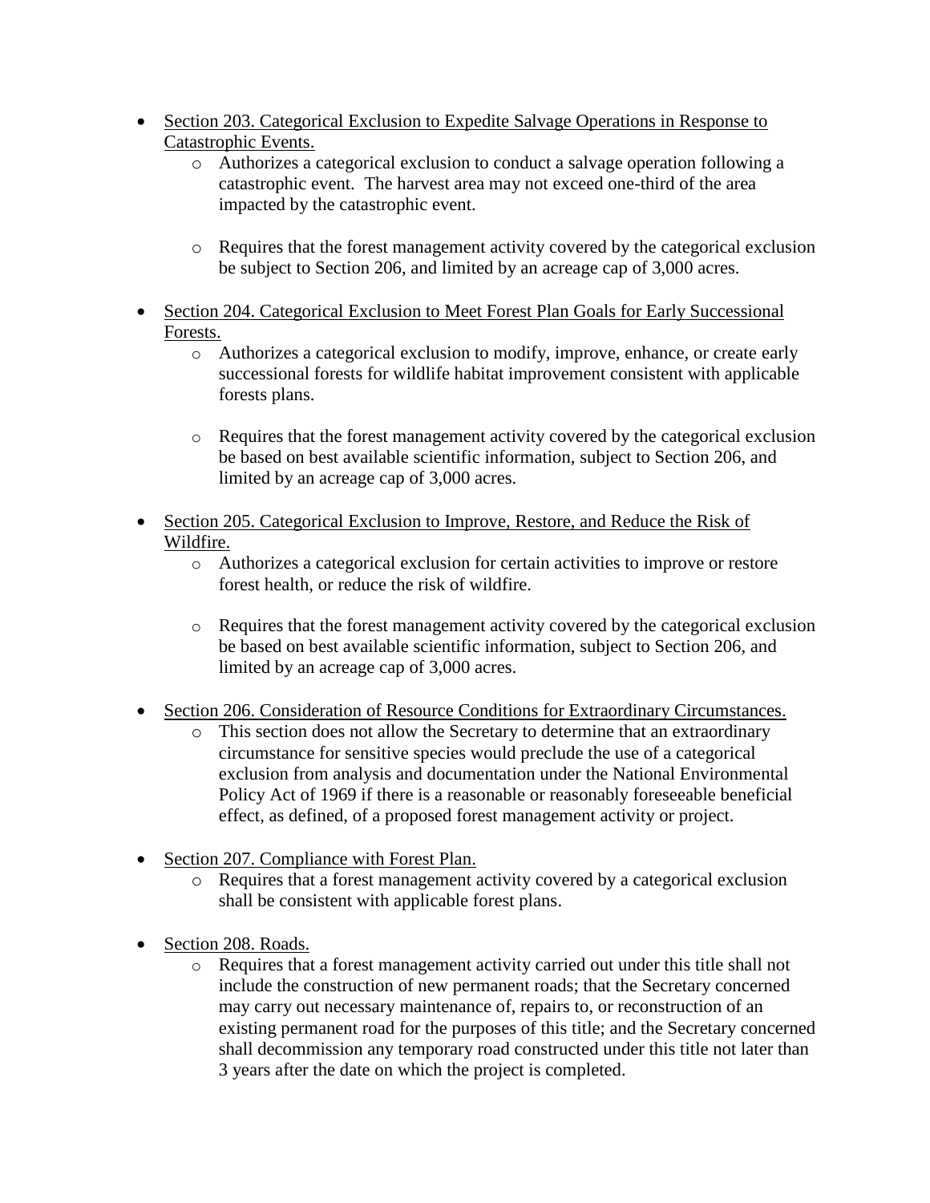- Section 203. Categorical Exclusion to Expedite Salvage Operations in Response to Catastrophic Events.
    - Authorizes a categorical exclusion to conduct a salvage operation following a catastrophic event. The harvest area may not exceed one-third of the area impacted by the catastrophic event.
    - Requires that the forest management activity covered by the categorical exclusion be subject to Section 206, and limited by an acreage cap of 3,000 acres.
- Section 204. Categorical Exclusion to Meet Forest Plan Goals for Early Successional Forests.
    - Authorizes a categorical exclusion to modify, improve, enhance, or create early successional forests for wildlife habitat improvement consistent with applicable forests plans.
    - Requires that the forest management activity covered by the categorical exclusion be based on best available scientific information, subject to Section 206, and limited by an acreage cap of 3,000 acres.
- Section 205. Categorical Exclusion to Improve, Restore, and Reduce the Risk of Wildfire.
    - Authorizes a categorical exclusion for certain activities to improve or restore forest health, or reduce the risk of wildfire.
    - Requires that the forest management activity covered by the categorical exclusion be based on best available scientific information, subject to Section 206, and limited by an acreage cap of 3,000 acres.
- Section 206. Consideration of Resource Conditions for Extraordinary Circumstances.
    - This section does not allow the Secretary to determine that an extraordinary circumstance for sensitive species would preclude the use of a categorical exclusion from analysis and documentation under the National Environmental Policy Act of 1969 if there is a reasonable or reasonably foreseeable beneficial effect, as defined, of a proposed forest management activity or project.
- Section 207. Compliance with Forest Plan.
    - Requires that a forest management activity covered by a categorical exclusion shall be consistent with applicable forest plans.
- Section 208. Roads.
    - Requires that a forest management activity carried out under this title shall not include the construction of new permanent roads; that the Secretary concerned may carry out necessary maintenance of, repairs to, or reconstruction of an existing permanent road for the purposes of this title; and the Secretary concerned shall decommission any temporary road constructed under this title not later than 3 years after the date on which the project is completed.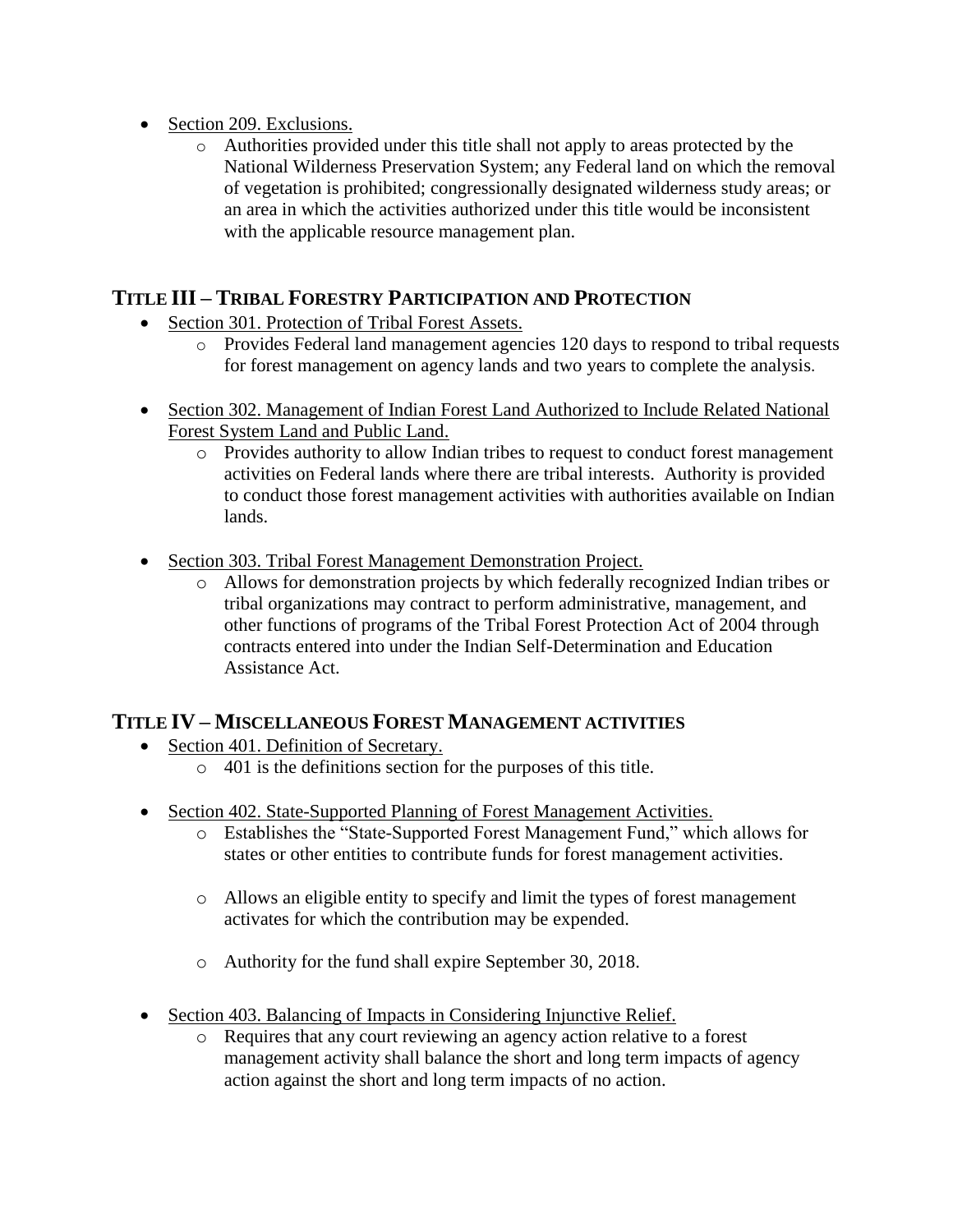- Section 209. Exclusions.
    - Authorities provided under this title shall not apply to areas protected by the National Wilderness Preservation System; any Federal land on which the removal of vegetation is prohibited; congressionally designated wilderness study areas; or an area in which the activities authorized under this title would be inconsistent with the applicable resource management plan.

## TITLE III – TRIBAL FORESTRY PARTICIPATION AND PROTECTION

- Section 301. Protection of Tribal Forest Assets.
    - Provides Federal land management agencies 120 days to respond to tribal requests for forest management on agency lands and two years to complete the analysis.

- Section 302. Management of Indian Forest Land Authorized to Include Related National Forest System Land and Public Land.
    - Provides authority to allow Indian tribes to request to conduct forest management activities on Federal lands where there are tribal interests. Authority is provided to conduct those forest management activities with authorities available on Indian lands.

- Section 303. Tribal Forest Management Demonstration Project.
    - Allows for demonstration projects by which federally recognized Indian tribes or tribal organizations may contract to perform administrative, management, and other functions of programs of the Tribal Forest Protection Act of 2004 through contracts entered into under the Indian Self-Determination and Education Assistance Act.

## TITLE IV – MISCELLANEOUS FOREST MANAGEMENT ACTIVITIES

- Section 401. Definition of Secretary.
    - 401 is the definitions section for the purposes of this title.

- Section 402. State-Supported Planning of Forest Management Activities.
    - Establishes the "State-Supported Forest Management Fund," which allows for states or other entities to contribute funds for forest management activities.
    - Allows an eligible entity to specify and limit the types of forest management activates for which the contribution may be expended.
    - Authority for the fund shall expire September 30, 2018.

- Section 403. Balancing of Impacts in Considering Injunctive Relief.
    - Requires that any court reviewing an agency action relative to a forest management activity shall balance the short and long term impacts of agency action against the short and long term impacts of no action.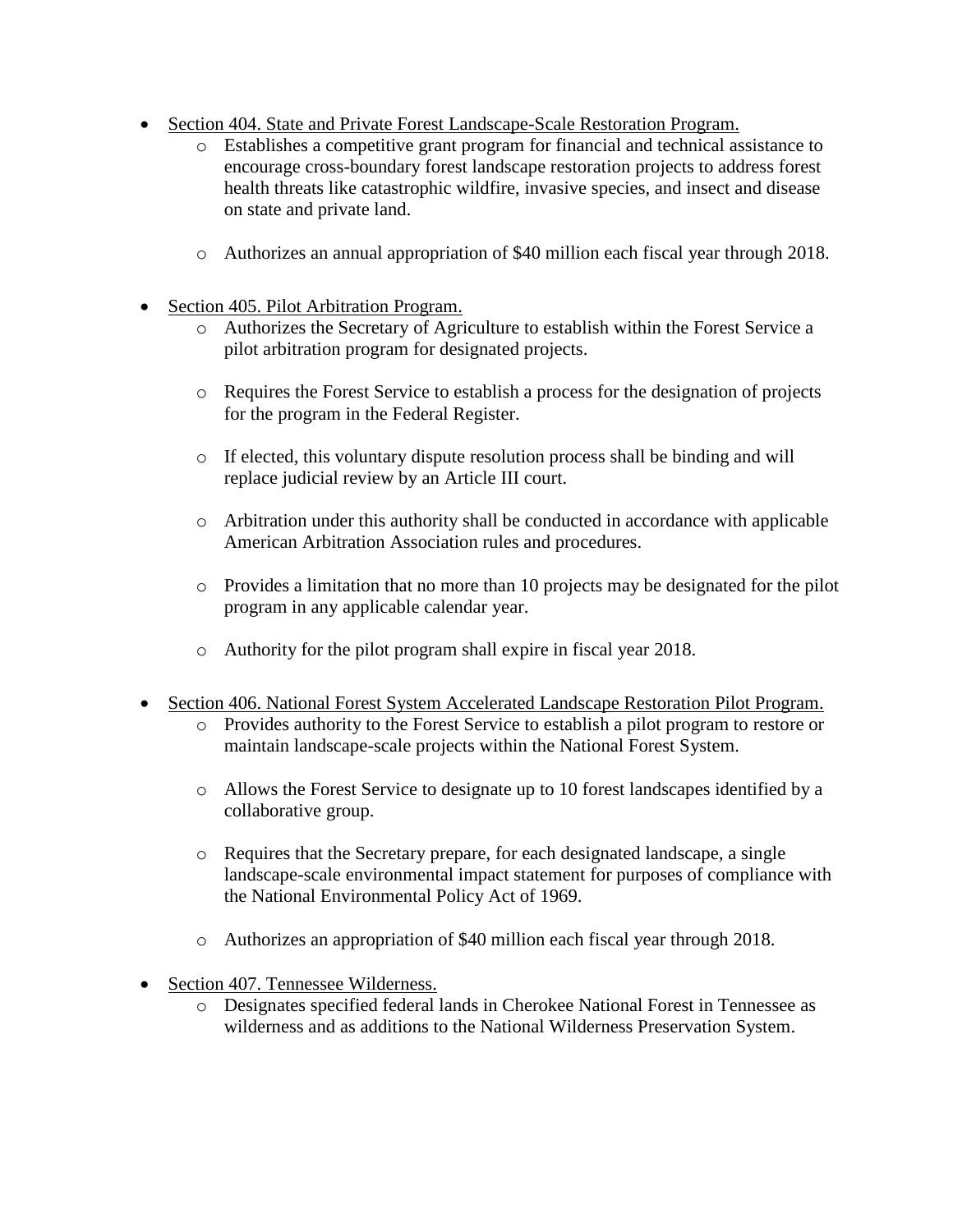- <u>Section 404. State and Private Forest Landscape-Scale Restoration Program.</u>
  - Establishes a competitive grant program for financial and technical assistance to encourage cross-boundary forest landscape restoration projects to address forest health threats like catastrophic wildfire, invasive species, and insect and disease on state and private land.
  - Authorizes an annual appropriation of $40 million each fiscal year through 2018.
- <u>Section 405. Pilot Arbitration Program.</u>
  - Authorizes the Secretary of Agriculture to establish within the Forest Service a pilot arbitration program for designated projects.
  - Requires the Forest Service to establish a process for the designation of projects for the program in the Federal Register.
  - If elected, this voluntary dispute resolution process shall be binding and will replace judicial review by an Article III court.
  - Arbitration under this authority shall be conducted in accordance with applicable American Arbitration Association rules and procedures.
  - Provides a limitation that no more than 10 projects may be designated for the pilot program in any applicable calendar year.
  - Authority for the pilot program shall expire in fiscal year 2018.
- <u>Section 406. National Forest System Accelerated Landscape Restoration Pilot Program.</u>
  - Provides authority to the Forest Service to establish a pilot program to restore or maintain landscape-scale projects within the National Forest System.
  - Allows the Forest Service to designate up to 10 forest landscapes identified by a collaborative group.
  - Requires that the Secretary prepare, for each designated landscape, a single landscape-scale environmental impact statement for purposes of compliance with the National Environmental Policy Act of 1969.
  - Authorizes an appropriation of $40 million each fiscal year through 2018.
- <u>Section 407. Tennessee Wilderness.</u>
  - Designates specified federal lands in Cherokee National Forest in Tennessee as wilderness and as additions to the National Wilderness Preservation System.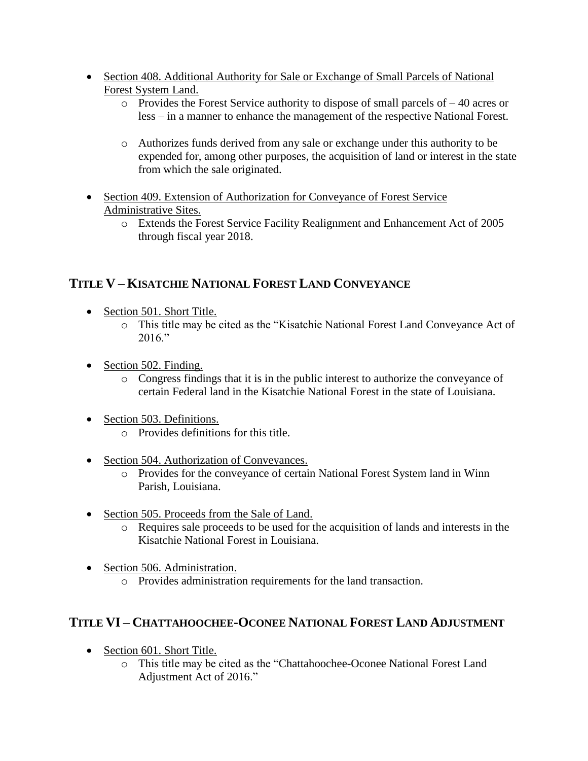- Section 408. Additional Authority for Sale or Exchange of Small Parcels of National Forest System Land.
  - Provides the Forest Service authority to dispose of small parcels of – 40 acres or less – in a manner to enhance the management of the respective National Forest.
  - Authorizes funds derived from any sale or exchange under this authority to be expended for, among other purposes, the acquisition of land or interest in the state from which the sale originated.
- Section 409. Extension of Authorization for Conveyance of Forest Service Administrative Sites.
  - Extends the Forest Service Facility Realignment and Enhancement Act of 2005 through fiscal year 2018.

## TITLE V – KISATCHIE NATIONAL FOREST LAND CONVEYANCE

- Section 501. Short Title.
  - This title may be cited as the "Kisatchie National Forest Land Conveyance Act of 2016."
- Section 502. Finding.
  - Congress findings that it is in the public interest to authorize the conveyance of certain Federal land in the Kisatchie National Forest in the state of Louisiana.
- Section 503. Definitions.
  - Provides definitions for this title.
- Section 504. Authorization of Conveyances.
  - Provides for the conveyance of certain National Forest System land in Winn Parish, Louisiana.
- Section 505. Proceeds from the Sale of Land.
  - Requires sale proceeds to be used for the acquisition of lands and interests in the Kisatchie National Forest in Louisiana.
- Section 506. Administration.
  - Provides administration requirements for the land transaction.

## TITLE VI – CHATTAHOOCHEE-OCONEE NATIONAL FOREST LAND ADJUSTMENT

- Section 601. Short Title.
  - This title may be cited as the "Chattahoochee-Oconee National Forest Land Adjustment Act of 2016."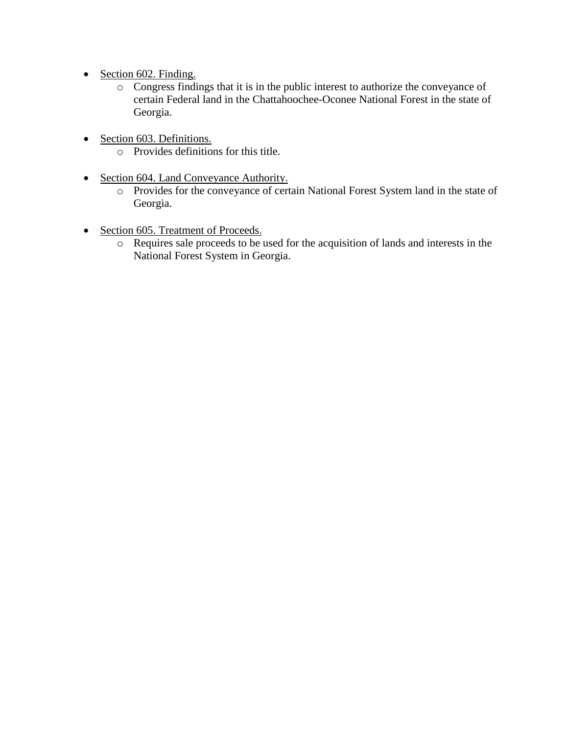- <u>Section 602. Finding.</u>
    - Congress findings that it is in the public interest to authorize the conveyance of certain Federal land in the Chattahoochee-Oconee National Forest in the state of Georgia.

- <u>Section 603. Definitions.</u>
    - Provides definitions for this title.

- <u>Section 604. Land Conveyance Authority.</u>
    - Provides for the conveyance of certain National Forest System land in the state of Georgia.

- <u>Section 605. Treatment of Proceeds.</u>
    - Requires sale proceeds to be used for the acquisition of lands and interests in the National Forest System in Georgia.